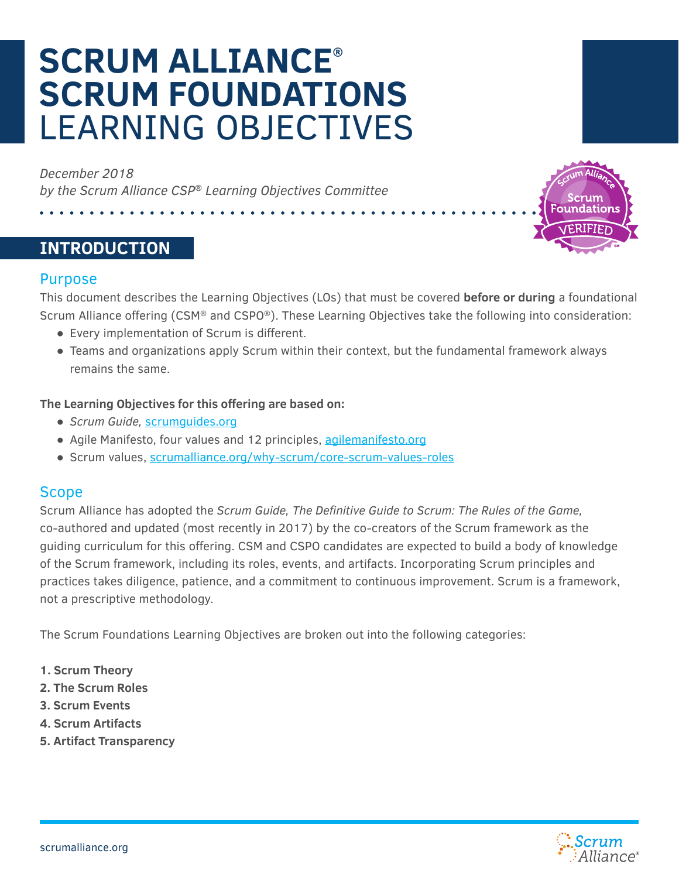# SCRUM ALLIANCE® SCRUM FOUNDATIONS LEARNING OBJECTIVES

*December 2018*
*by the Scrum Alliance CSP® Learning Objectives Committee*

## INTRODUCTION

### Purpose

This document describes the Learning Objectives (LOs) that must be covered **before or during** a foundational Scrum Alliance offering (CSM® and CSPO®). These Learning Objectives take the following into consideration:

- Every implementation of Scrum is different.
- Teams and organizations apply Scrum within their context, but the fundamental framework always remains the same.

**The Learning Objectives for this offering are based on:**

- *Scrum Guide,* scrumguides.org
- Agile Manifesto, four values and 12 principles, agilemanifesto.org
- Scrum values, scrumalliance.org/why-scrum/core-scrum-values-roles

### Scope

Scrum Alliance has adopted the *Scrum Guide, The Definitive Guide to Scrum: The Rules of the Game,* co-authored and updated (most recently in 2017) by the co-creators of the Scrum framework as the guiding curriculum for this offering. CSM and CSPO candidates are expected to build a body of knowledge of the Scrum framework, including its roles, events, and artifacts. Incorporating Scrum principles and practices takes diligence, patience, and a commitment to continuous improvement. Scrum is a framework, not a prescriptive methodology.

The Scrum Foundations Learning Objectives are broken out into the following categories:

1. **Scrum Theory**
2. **The Scrum Roles**
3. **Scrum Events**
4. **Scrum Artifacts**
5. **Artifact Transparency**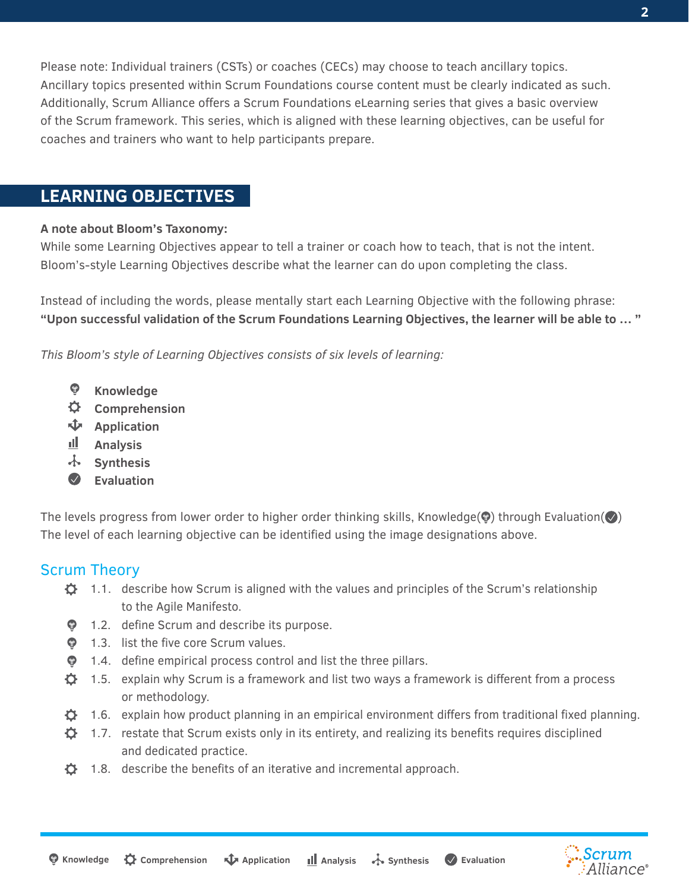Please note: Individual trainers (CSTs) or coaches (CECs) may choose to teach ancillary topics. Ancillary topics presented within Scrum Foundations course content must be clearly indicated as such. Additionally, Scrum Alliance offers a Scrum Foundations eLearning series that gives a basic overview of the Scrum framework. This series, which is aligned with these learning objectives, can be useful for coaches and trainers who want to help participants prepare.

## LEARNING OBJECTIVES

**A note about Bloom's Taxonomy:**
While some Learning Objectives appear to tell a trainer or coach how to teach, that is not the intent. Bloom's-style Learning Objectives describe what the learner can do upon completing the class.

Instead of including the words, please mentally start each Learning Objective with the following phrase:
**"Upon successful validation of the Scrum Foundations Learning Objectives, the learner will be able to … "**

*This Bloom's style of Learning Objectives consists of six levels of learning:*

- **Knowledge**
- **Comprehension**
- **Application**
- **Analysis**
- **Synthesis**
- **Evaluation**

The levels progress from lower order to higher order thinking skills, Knowledge through Evaluation. The level of each learning objective can be identified using the image designations above.

### Scrum Theory

- (Comprehension) 1.1. describe how Scrum is aligned with the values and principles of the Scrum's relationship to the Agile Manifesto.
- (Knowledge) 1.2. define Scrum and describe its purpose.
- (Knowledge) 1.3. list the five core Scrum values.
- (Knowledge) 1.4. define empirical process control and list the three pillars.
- (Comprehension) 1.5. explain why Scrum is a framework and list two ways a framework is different from a process or methodology.
- (Comprehension) 1.6. explain how product planning in an empirical environment differs from traditional fixed planning.
- (Comprehension) 1.7. restate that Scrum exists only in its entirety, and realizing its benefits requires disciplined and dedicated practice.
- (Comprehension) 1.8. describe the benefits of an iterative and incremental approach.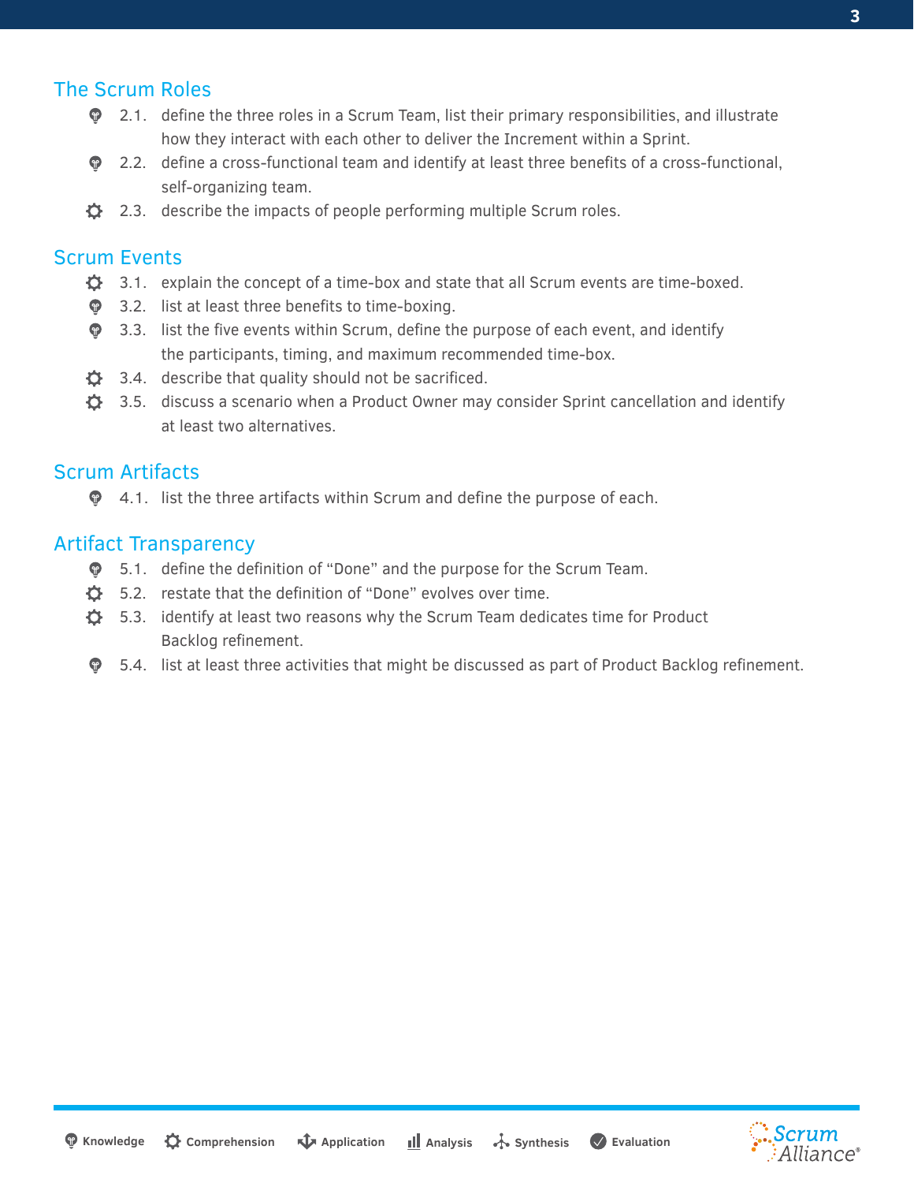## The Scrum Roles

- 2.1. define the three roles in a Scrum Team, list their primary responsibilities, and illustrate how they interact with each other to deliver the Increment within a Sprint.
- 2.2. define a cross-functional team and identify at least three benefits of a cross-functional, self-organizing team.
- 2.3. describe the impacts of people performing multiple Scrum roles.

## Scrum Events

- 3.1. explain the concept of a time-box and state that all Scrum events are time-boxed.
- 3.2. list at least three benefits to time-boxing.
- 3.3. list the five events within Scrum, define the purpose of each event, and identify the participants, timing, and maximum recommended time-box.
- 3.4. describe that quality should not be sacrificed.
- 3.5. discuss a scenario when a Product Owner may consider Sprint cancellation and identify at least two alternatives.

## Scrum Artifacts

- 4.1. list the three artifacts within Scrum and define the purpose of each.

## Artifact Transparency

- 5.1. define the definition of "Done" and the purpose for the Scrum Team.
- 5.2. restate that the definition of "Done" evolves over time.
- 5.3. identify at least two reasons why the Scrum Team dedicates time for Product Backlog refinement.
- 5.4. list at least three activities that might be discussed as part of Product Backlog refinement.

Knowledge | Comprehension | Application | Analysis | Synthesis | Evaluation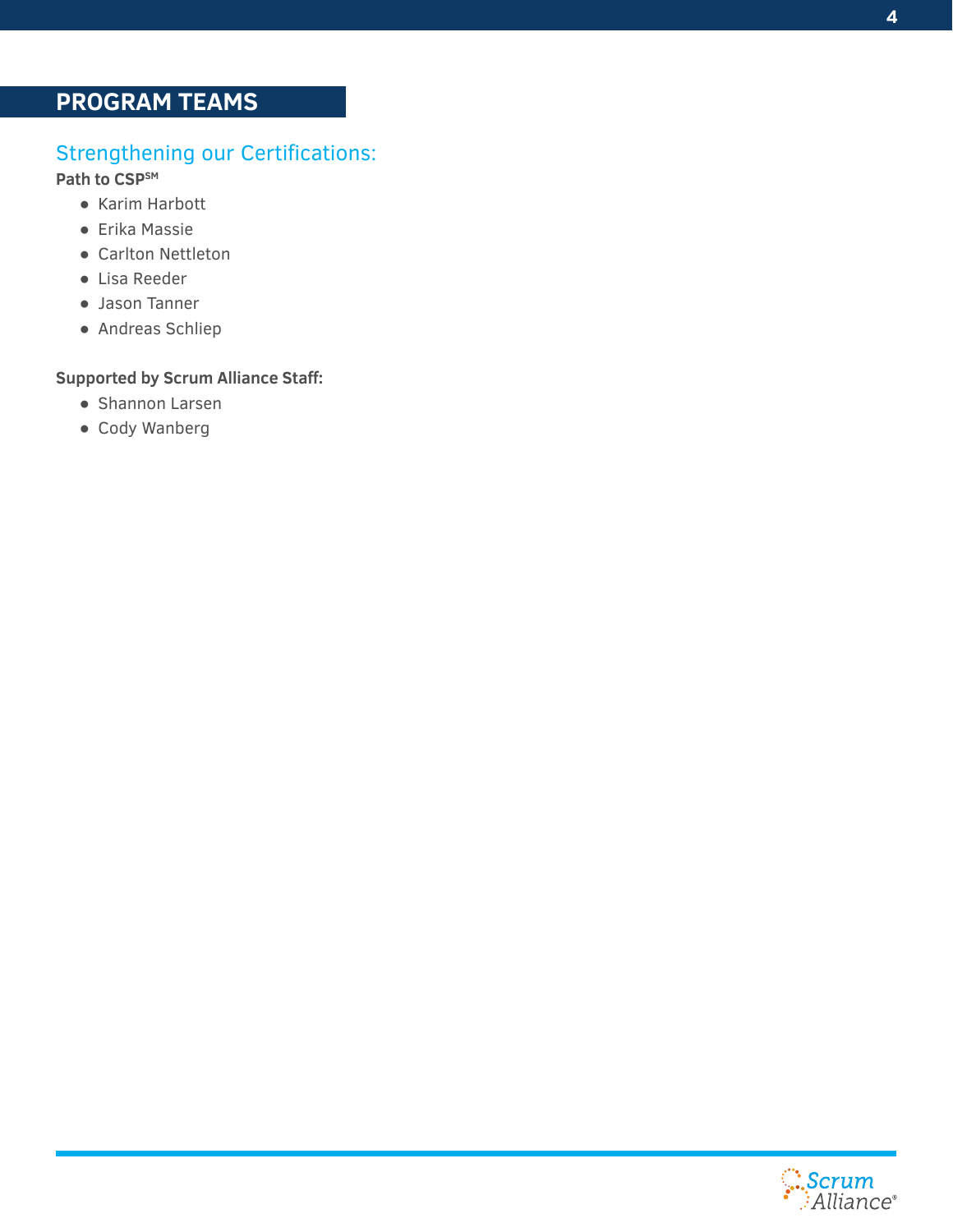## PROGRAM TEAMS

### Strengthening our Certifications:

**Path to CSP℠**

- Karim Harbott
- Erika Massie
- Carlton Nettleton
- Lisa Reeder
- Jason Tanner
- Andreas Schliep

**Supported by Scrum Alliance Staff:**

- Shannon Larsen
- Cody Wanberg